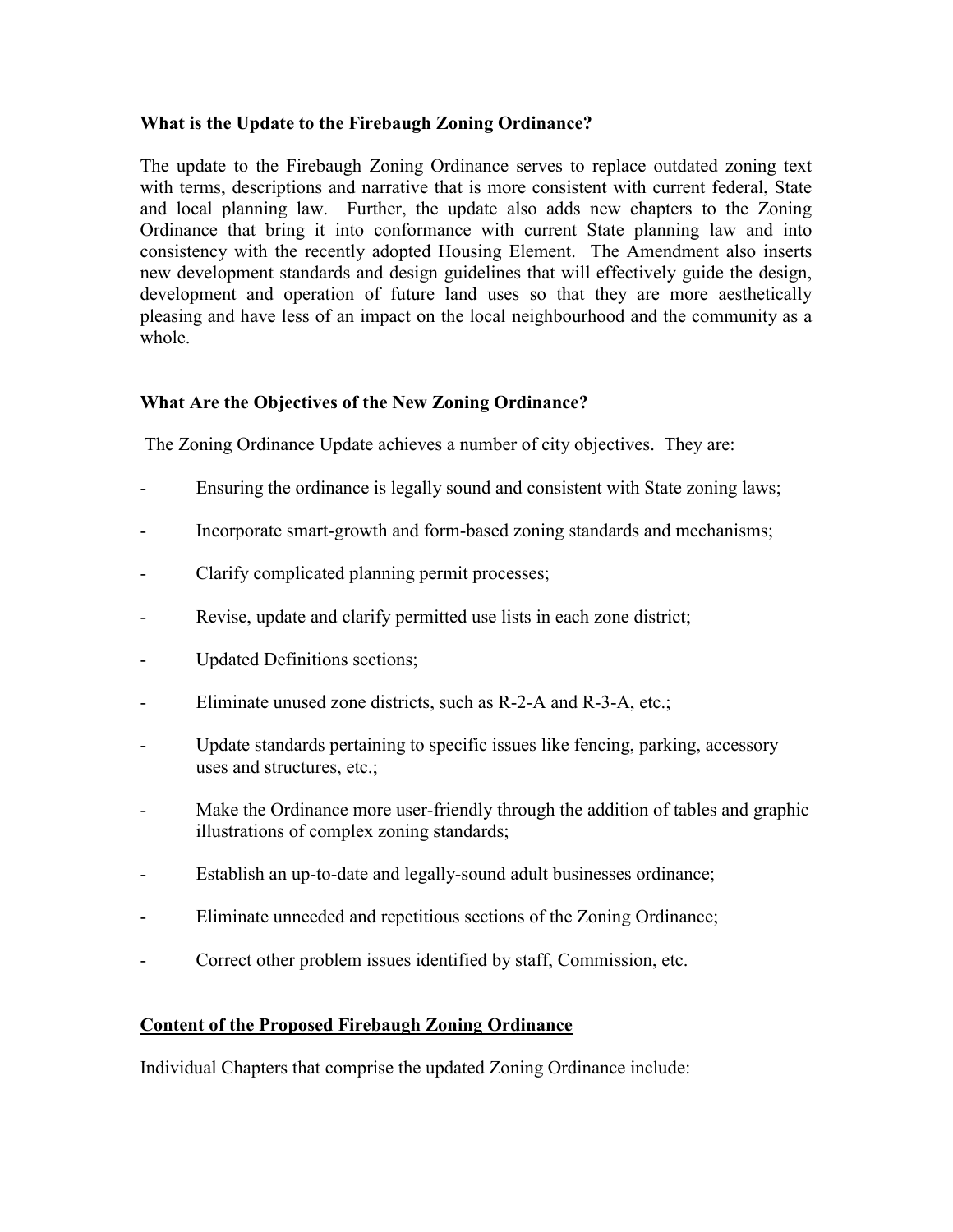**What is the Update to the Firebaugh Zoning Ordinance?**

The update to the Firebaugh Zoning Ordinance serves to replace outdated zoning text with terms, descriptions and narrative that is more consistent with current federal, State and local planning law. Further, the update also adds new chapters to the Zoning Ordinance that bring it into conformance with current State planning law and into consistency with the recently adopted Housing Element. The Amendment also inserts new development standards and design guidelines that will effectively guide the design, development and operation of future land uses so that they are more aesthetically pleasing and have less of an impact on the local neighbourhood and the community as a whole.

**What Are the Objectives of the New Zoning Ordinance?**

The Zoning Ordinance Update achieves a number of city objectives. They are:

- Ensuring the ordinance is legally sound and consistent with State zoning laws;
- Incorporate smart-growth and form-based zoning standards and mechanisms;
- Clarify complicated planning permit processes;
- Revise, update and clarify permitted use lists in each zone district;
- Updated Definitions sections;
- Eliminate unused zone districts, such as R-2-A and R-3-A, etc.;
- Update standards pertaining to specific issues like fencing, parking, accessory uses and structures, etc.;
- Make the Ordinance more user-friendly through the addition of tables and graphic illustrations of complex zoning standards;
- Establish an up-to-date and legally-sound adult businesses ordinance;
- Eliminate unneeded and repetitious sections of the Zoning Ordinance;
- Correct other problem issues identified by staff, Commission, etc.

**<u>Content of the Proposed Firebaugh Zoning Ordinance</u>**

Individual Chapters that comprise the updated Zoning Ordinance include: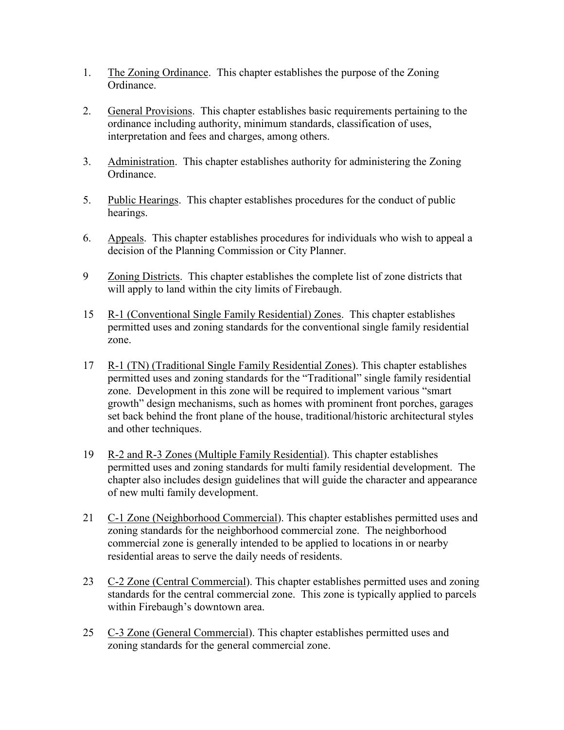1. The Zoning Ordinance. This chapter establishes the purpose of the Zoning Ordinance.

2. General Provisions. This chapter establishes basic requirements pertaining to the ordinance including authority, minimum standards, classification of uses, interpretation and fees and charges, among others.

3. Administration. This chapter establishes authority for administering the Zoning Ordinance.

5. Public Hearings. This chapter establishes procedures for the conduct of public hearings.

6. Appeals. This chapter establishes procedures for individuals who wish to appeal a decision of the Planning Commission or City Planner.

9 Zoning Districts. This chapter establishes the complete list of zone districts that will apply to land within the city limits of Firebaugh.

15 R-1 (Conventional Single Family Residential) Zones. This chapter establishes permitted uses and zoning standards for the conventional single family residential zone.

17 R-1 (TN) (Traditional Single Family Residential Zones). This chapter establishes permitted uses and zoning standards for the "Traditional" single family residential zone. Development in this zone will be required to implement various "smart growth" design mechanisms, such as homes with prominent front porches, garages set back behind the front plane of the house, traditional/historic architectural styles and other techniques.

19 R-2 and R-3 Zones (Multiple Family Residential). This chapter establishes permitted uses and zoning standards for multi family residential development. The chapter also includes design guidelines that will guide the character and appearance of new multi family development.

21 C-1 Zone (Neighborhood Commercial). This chapter establishes permitted uses and zoning standards for the neighborhood commercial zone. The neighborhood commercial zone is generally intended to be applied to locations in or nearby residential areas to serve the daily needs of residents.

23 C-2 Zone (Central Commercial). This chapter establishes permitted uses and zoning standards for the central commercial zone. This zone is typically applied to parcels within Firebaugh's downtown area.

25 C-3 Zone (General Commercial). This chapter establishes permitted uses and zoning standards for the general commercial zone.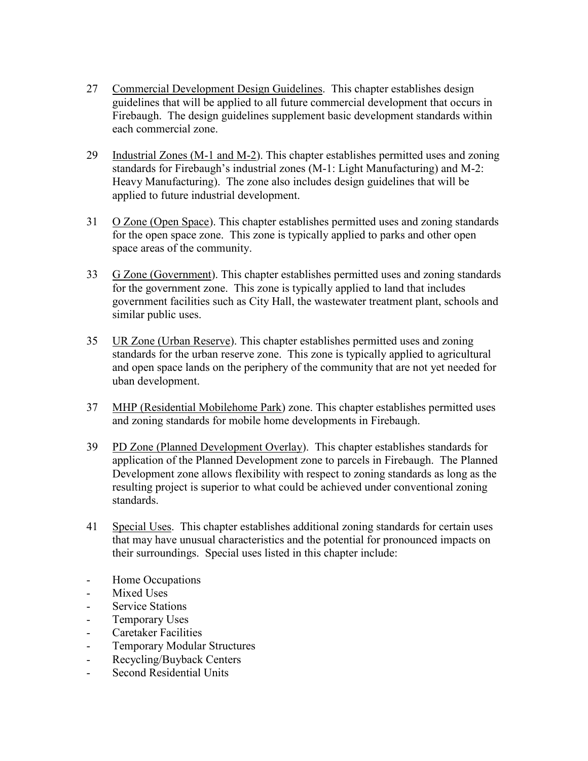27 Commercial Development Design Guidelines. This chapter establishes design guidelines that will be applied to all future commercial development that occurs in Firebaugh. The design guidelines supplement basic development standards within each commercial zone.

29 Industrial Zones (M-1 and M-2). This chapter establishes permitted uses and zoning standards for Firebaugh's industrial zones (M-1: Light Manufacturing) and M-2: Heavy Manufacturing). The zone also includes design guidelines that will be applied to future industrial development.

31 O Zone (Open Space). This chapter establishes permitted uses and zoning standards for the open space zone. This zone is typically applied to parks and other open space areas of the community.

33 G Zone (Government). This chapter establishes permitted uses and zoning standards for the government zone. This zone is typically applied to land that includes government facilities such as City Hall, the wastewater treatment plant, schools and similar public uses.

35 UR Zone (Urban Reserve). This chapter establishes permitted uses and zoning standards for the urban reserve zone. This zone is typically applied to agricultural and open space lands on the periphery of the community that are not yet needed for uban development.

37 MHP (Residential Mobilehome Park) zone. This chapter establishes permitted uses and zoning standards for mobile home developments in Firebaugh.

39 PD Zone (Planned Development Overlay). This chapter establishes standards for application of the Planned Development zone to parcels in Firebaugh. The Planned Development zone allows flexibility with respect to zoning standards as long as the resulting project is superior to what could be achieved under conventional zoning standards.

41 Special Uses. This chapter establishes additional zoning standards for certain uses that may have unusual characteristics and the potential for pronounced impacts on their surroundings. Special uses listed in this chapter include:

- Home Occupations
- Mixed Uses
- Service Stations
- Temporary Uses
- Caretaker Facilities
- Temporary Modular Structures
- Recycling/Buyback Centers
- Second Residential Units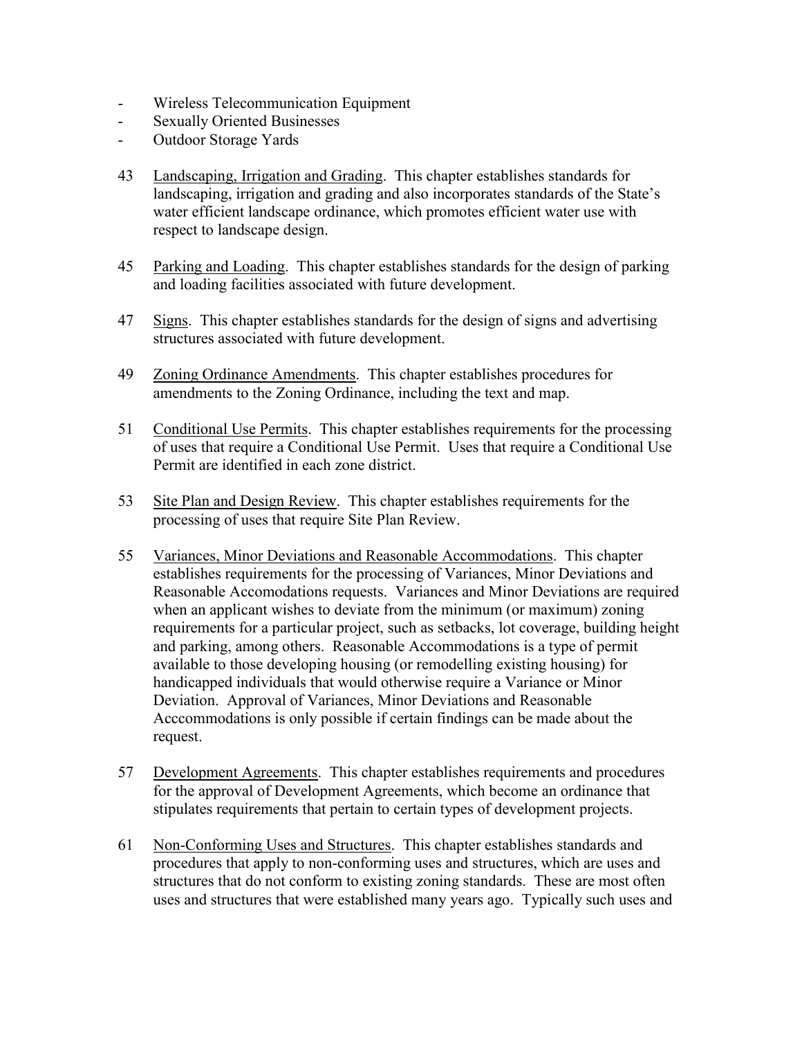- Wireless Telecommunication Equipment
- Sexually Oriented Businesses
- Outdoor Storage Yards

43 Landscaping, Irrigation and Grading. This chapter establishes standards for landscaping, irrigation and grading and also incorporates standards of the State's water efficient landscape ordinance, which promotes efficient water use with respect to landscape design.

45 Parking and Loading. This chapter establishes standards for the design of parking and loading facilities associated with future development.

47 Signs. This chapter establishes standards for the design of signs and advertising structures associated with future development.

49 Zoning Ordinance Amendments. This chapter establishes procedures for amendments to the Zoning Ordinance, including the text and map.

51 Conditional Use Permits. This chapter establishes requirements for the processing of uses that require a Conditional Use Permit. Uses that require a Conditional Use Permit are identified in each zone district.

53 Site Plan and Design Review. This chapter establishes requirements for the processing of uses that require Site Plan Review.

55 Variances, Minor Deviations and Reasonable Accommodations. This chapter establishes requirements for the processing of Variances, Minor Deviations and Reasonable Accomodations requests. Variances and Minor Deviations are required when an applicant wishes to deviate from the minimum (or maximum) zoning requirements for a particular project, such as setbacks, lot coverage, building height and parking, among others. Reasonable Accommodations is a type of permit available to those developing housing (or remodelling existing housing) for handicapped individuals that would otherwise require a Variance or Minor Deviation. Approval of Variances, Minor Deviations and Reasonable Acccommodations is only possible if certain findings can be made about the request.

57 Development Agreements. This chapter establishes requirements and procedures for the approval of Development Agreements, which become an ordinance that stipulates requirements that pertain to certain types of development projects.

61 Non-Conforming Uses and Structures. This chapter establishes standards and procedures that apply to non-conforming uses and structures, which are uses and structures that do not conform to existing zoning standards. These are most often uses and structures that were established many years ago. Typically such uses and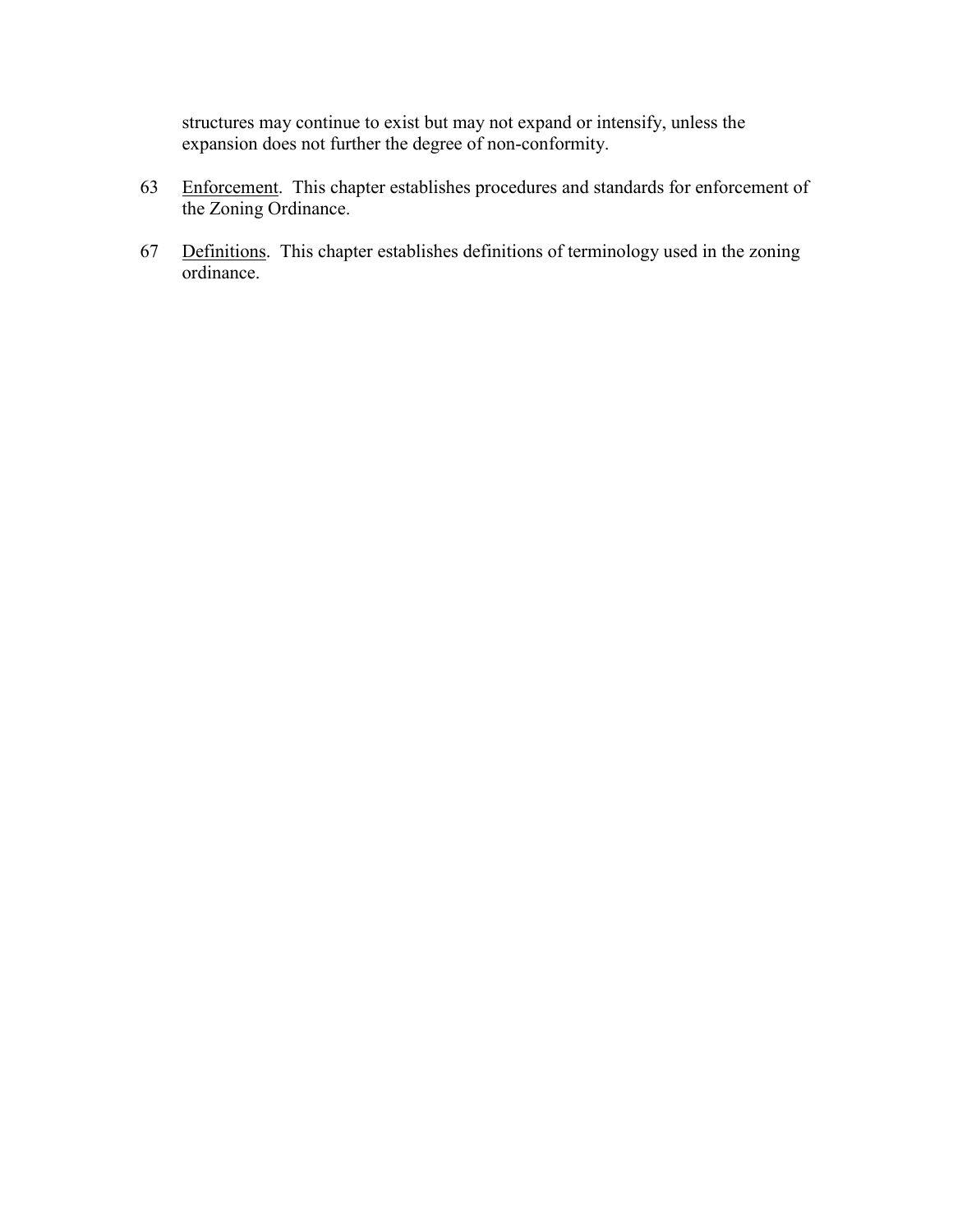structures may continue to exist but may not expand or intensify, unless the expansion does not further the degree of non-conformity.

63 Enforcement. This chapter establishes procedures and standards for enforcement of the Zoning Ordinance.

67 Definitions. This chapter establishes definitions of terminology used in the zoning ordinance.